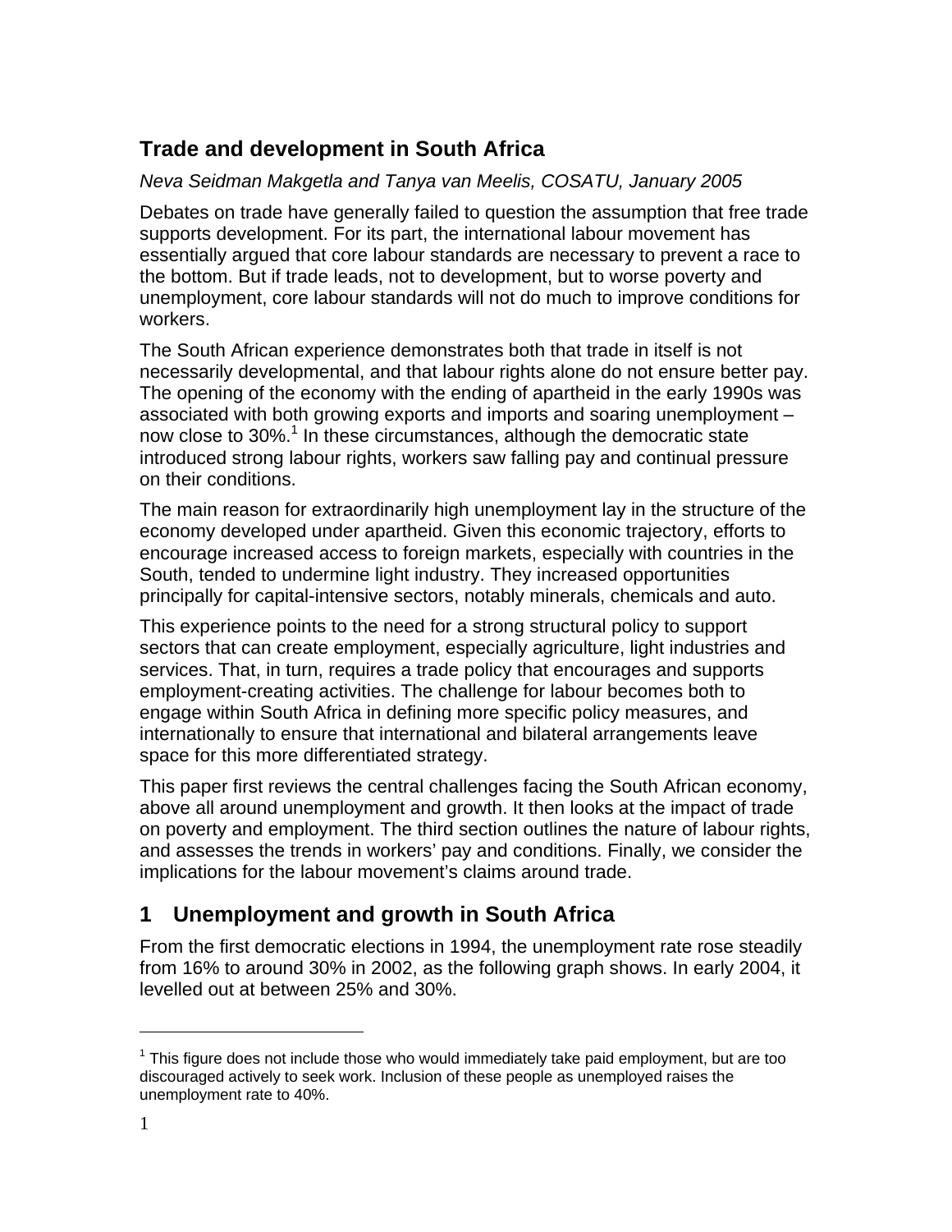# Trade and development in South Africa

*Neva Seidman Makgetla and Tanya van Meelis, COSATU, January 2005*

Debates on trade have generally failed to question the assumption that free trade supports development. For its part, the international labour movement has essentially argued that core labour standards are necessary to prevent a race to the bottom. But if trade leads, not to development, but to worse poverty and unemployment, core labour standards will not do much to improve conditions for workers.

The South African experience demonstrates both that trade in itself is not necessarily developmental, and that labour rights alone do not ensure better pay. The opening of the economy with the ending of apartheid in the early 1990s was associated with both growing exports and imports and soaring unemployment – now close to 30%.[1] In these circumstances, although the democratic state introduced strong labour rights, workers saw falling pay and continual pressure on their conditions.

The main reason for extraordinarily high unemployment lay in the structure of the economy developed under apartheid. Given this economic trajectory, efforts to encourage increased access to foreign markets, especially with countries in the South, tended to undermine light industry. They increased opportunities principally for capital-intensive sectors, notably minerals, chemicals and auto.

This experience points to the need for a strong structural policy to support sectors that can create employment, especially agriculture, light industries and services. That, in turn, requires a trade policy that encourages and supports employment-creating activities. The challenge for labour becomes both to engage within South Africa in defining more specific policy measures, and internationally to ensure that international and bilateral arrangements leave space for this more differentiated strategy.

This paper first reviews the central challenges facing the South African economy, above all around unemployment and growth. It then looks at the impact of trade on poverty and employment. The third section outlines the nature of labour rights, and assesses the trends in workers' pay and conditions. Finally, we consider the implications for the labour movement's claims around trade.

## 1 Unemployment and growth in South Africa

From the first democratic elections in 1994, the unemployment rate rose steadily from 16% to around 30% in 2002, as the following graph shows. In early 2004, it levelled out at between 25% and 30%.

---

[1] This figure does not include those who would immediately take paid employment, but are too discouraged actively to seek work. Inclusion of these people as unemployed raises the unemployment rate to 40%.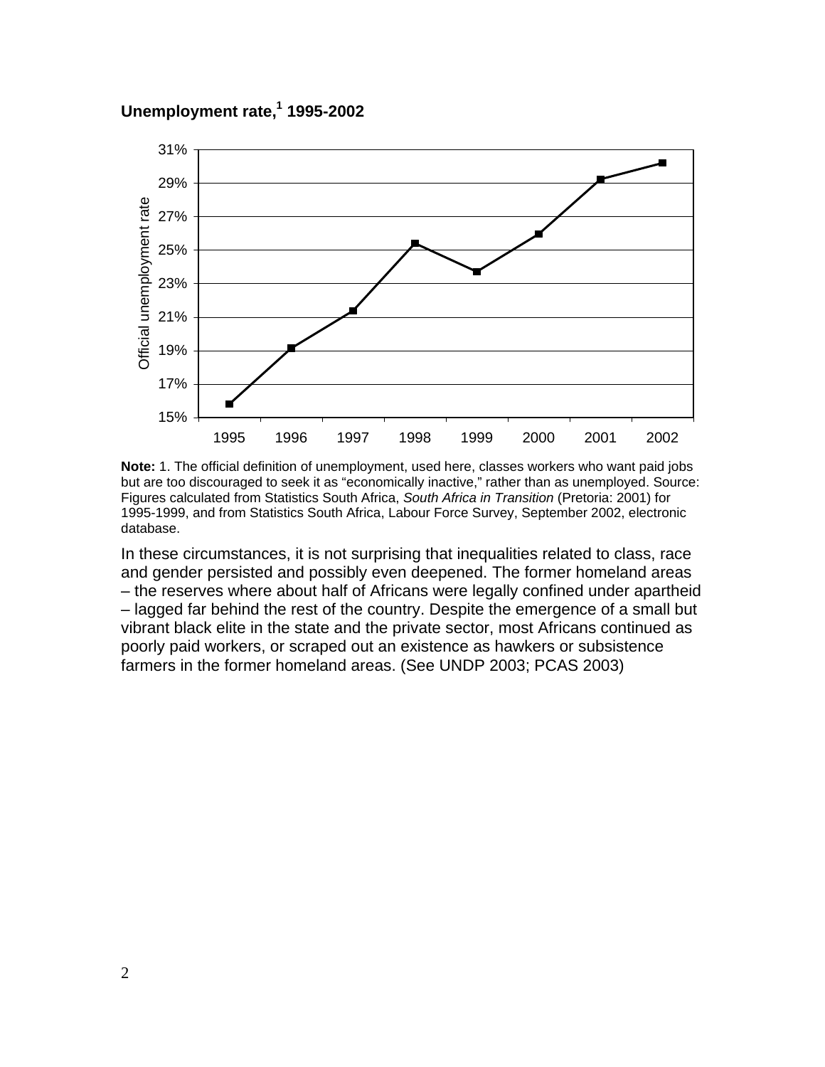**Unemployment rate,[1] 1995-2002**

**Note:** 1. The official definition of unemployment, used here, classes workers who want paid jobs but are too discouraged to seek it as "economically inactive," rather than as unemployed. Source: Figures calculated from Statistics South Africa, *South Africa in Transition* (Pretoria: 2001) for 1995-1999, and from Statistics South Africa, Labour Force Survey, September 2002, electronic database.

In these circumstances, it is not surprising that inequalities related to class, race and gender persisted and possibly even deepened. The former homeland areas – the reserves where about half of Africans were legally confined under apartheid – lagged far behind the rest of the country. Despite the emergence of a small but vibrant black elite in the state and the private sector, most Africans continued as poorly paid workers, or scraped out an existence as hawkers or subsistence farmers in the former homeland areas. (See UNDP 2003; PCAS 2003)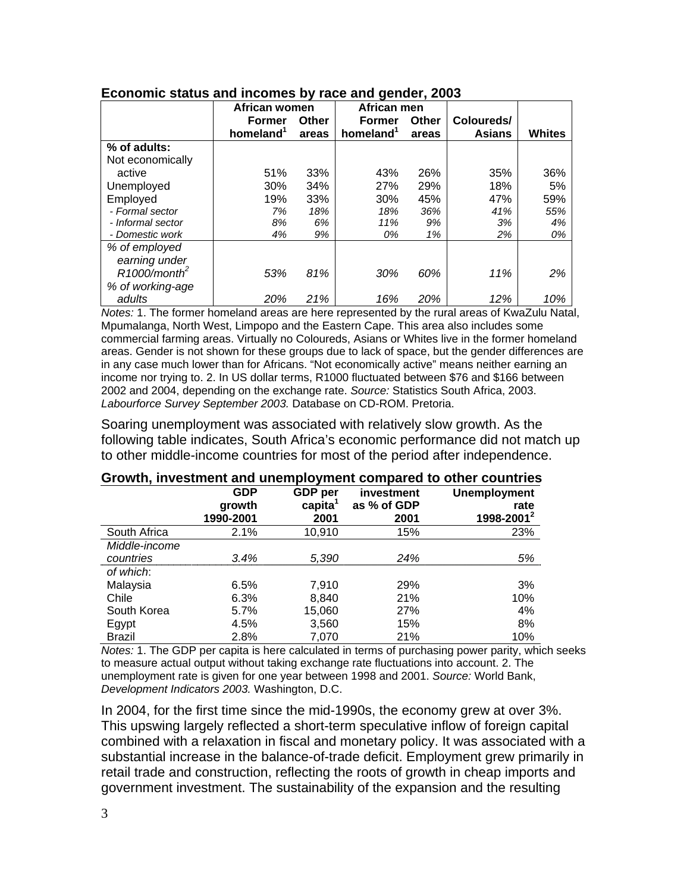**Economic status and incomes by race and gender, 2003**

| | African women | | African men | | | |
|---|---|---|---|---|---|---|
| | Former homeland[1] | Other areas | Former homeland[1] | Other areas | Coloureds/ Asians | Whites |
| **% of adults:** | | | | | | |
| Not economically active | 51% | 33% | 43% | 26% | 35% | 36% |
| Unemployed | 30% | 34% | 27% | 29% | 18% | 5% |
| Employed | 19% | 33% | 30% | 45% | 47% | 59% |
| *- Formal sector* | *7%* | *18%* | *18%* | *36%* | *41%* | *55%* |
| *- Informal sector* | *8%* | *6%* | *11%* | *9%* | *3%* | *4%* |
| *- Domestic work* | *4%* | *9%* | *0%* | *1%* | *2%* | *0%* |
| *% of employed earning under R1000/month[2]* | *53%* | *81%* | *30%* | *60%* | *11%* | *2%* |
| *% of working-age adults* | *20%* | *21%* | *16%* | *20%* | *12%* | *10%* |

*Notes:* 1. The former homeland areas are here represented by the rural areas of KwaZulu Natal, Mpumalanga, North West, Limpopo and the Eastern Cape. This area also includes some commercial farming areas. Virtually no Coloureds, Asians or Whites live in the former homeland areas. Gender is not shown for these groups due to lack of space, but the gender differences are in any case much lower than for Africans. "Not economically active" means neither earning an income nor trying to. 2. In US dollar terms, R1000 fluctuated between $76 and $166 between 2002 and 2004, depending on the exchange rate. *Source:* Statistics South Africa, 2003. *Labourforce Survey September 2003.* Database on CD-ROM. Pretoria.

Soaring unemployment was associated with relatively slow growth. As the following table indicates, South Africa's economic performance did not match up to other middle-income countries for most of the period after independence.

**Growth, investment and unemployment compared to other countries**

| | GDP growth 1990-2001 | GDP per capita[1] 2001 | investment as % of GDP 2001 | Unemployment rate 1998-2001[2] |
|---|---|---|---|---|
| South Africa | 2.1% | 10,910 | 15% | 23% |
| *Middle-income countries* | *3.4%* | *5,390* | *24%* | *5%* |
| *of which*: | | | | |
| Malaysia | 6.5% | 7,910 | 29% | 3% |
| Chile | 6.3% | 8,840 | 21% | 10% |
| South Korea | 5.7% | 15,060 | 27% | 4% |
| Egypt | 4.5% | 3,560 | 15% | 8% |
| Brazil | 2.8% | 7,070 | 21% | 10% |

*Notes:* 1. The GDP per capita is here calculated in terms of purchasing power parity, which seeks to measure actual output without taking exchange rate fluctuations into account. 2. The unemployment rate is given for one year between 1998 and 2001. *Source:* World Bank, *Development Indicators 2003.* Washington, D.C.

In 2004, for the first time since the mid-1990s, the economy grew at over 3%. This upswing largely reflected a short-term speculative inflow of foreign capital combined with a relaxation in fiscal and monetary policy. It was associated with a substantial increase in the balance-of-trade deficit. Employment grew primarily in retail trade and construction, reflecting the roots of growth in cheap imports and government investment. The sustainability of the expansion and the resulting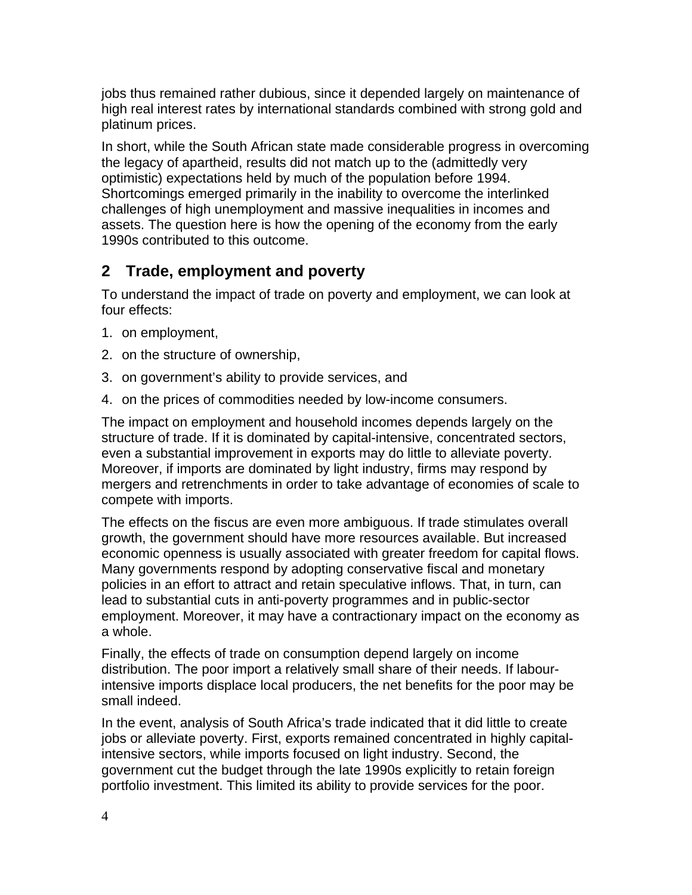jobs thus remained rather dubious, since it depended largely on maintenance of high real interest rates by international standards combined with strong gold and platinum prices.

In short, while the South African state made considerable progress in overcoming the legacy of apartheid, results did not match up to the (admittedly very optimistic) expectations held by much of the population before 1994. Shortcomings emerged primarily in the inability to overcome the interlinked challenges of high unemployment and massive inequalities in incomes and assets. The question here is how the opening of the economy from the early 1990s contributed to this outcome.

## 2 Trade, employment and poverty

To understand the impact of trade on poverty and employment, we can look at four effects:

1. on employment,
2. on the structure of ownership,
3. on government's ability to provide services, and
4. on the prices of commodities needed by low-income consumers.

The impact on employment and household incomes depends largely on the structure of trade. If it is dominated by capital-intensive, concentrated sectors, even a substantial improvement in exports may do little to alleviate poverty. Moreover, if imports are dominated by light industry, firms may respond by mergers and retrenchments in order to take advantage of economies of scale to compete with imports.

The effects on the fiscus are even more ambiguous. If trade stimulates overall growth, the government should have more resources available. But increased economic openness is usually associated with greater freedom for capital flows. Many governments respond by adopting conservative fiscal and monetary policies in an effort to attract and retain speculative inflows. That, in turn, can lead to substantial cuts in anti-poverty programmes and in public-sector employment. Moreover, it may have a contractionary impact on the economy as a whole.

Finally, the effects of trade on consumption depend largely on income distribution. The poor import a relatively small share of their needs. If labour-intensive imports displace local producers, the net benefits for the poor may be small indeed.

In the event, analysis of South Africa's trade indicated that it did little to create jobs or alleviate poverty. First, exports remained concentrated in highly capital-intensive sectors, while imports focused on light industry. Second, the government cut the budget through the late 1990s explicitly to retain foreign portfolio investment. This limited its ability to provide services for the poor.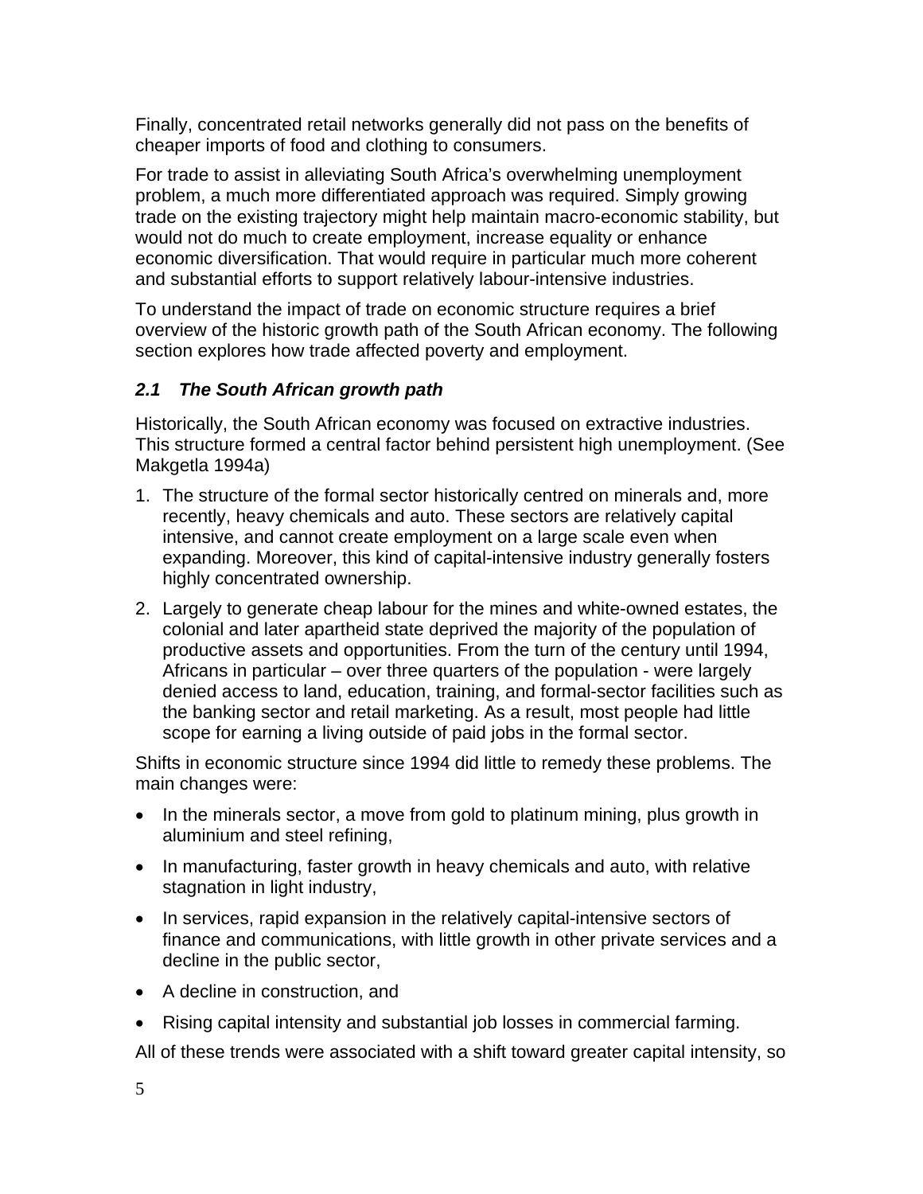Finally, concentrated retail networks generally did not pass on the benefits of cheaper imports of food and clothing to consumers.

For trade to assist in alleviating South Africa's overwhelming unemployment problem, a much more differentiated approach was required. Simply growing trade on the existing trajectory might help maintain macro-economic stability, but would not do much to create employment, increase equality or enhance economic diversification. That would require in particular much more coherent and substantial efforts to support relatively labour-intensive industries.

To understand the impact of trade on economic structure requires a brief overview of the historic growth path of the South African economy. The following section explores how trade affected poverty and employment.

### *2.1 The South African growth path*

Historically, the South African economy was focused on extractive industries. This structure formed a central factor behind persistent high unemployment. (See Makgetla 1994a)

1. The structure of the formal sector historically centred on minerals and, more recently, heavy chemicals and auto. These sectors are relatively capital intensive, and cannot create employment on a large scale even when expanding. Moreover, this kind of capital-intensive industry generally fosters highly concentrated ownership.
2. Largely to generate cheap labour for the mines and white-owned estates, the colonial and later apartheid state deprived the majority of the population of productive assets and opportunities. From the turn of the century until 1994, Africans in particular – over three quarters of the population - were largely denied access to land, education, training, and formal-sector facilities such as the banking sector and retail marketing. As a result, most people had little scope for earning a living outside of paid jobs in the formal sector.

Shifts in economic structure since 1994 did little to remedy these problems. The main changes were:

- In the minerals sector, a move from gold to platinum mining, plus growth in aluminium and steel refining,
- In manufacturing, faster growth in heavy chemicals and auto, with relative stagnation in light industry,
- In services, rapid expansion in the relatively capital-intensive sectors of finance and communications, with little growth in other private services and a decline in the public sector,
- A decline in construction, and
- Rising capital intensity and substantial job losses in commercial farming.

All of these trends were associated with a shift toward greater capital intensity, so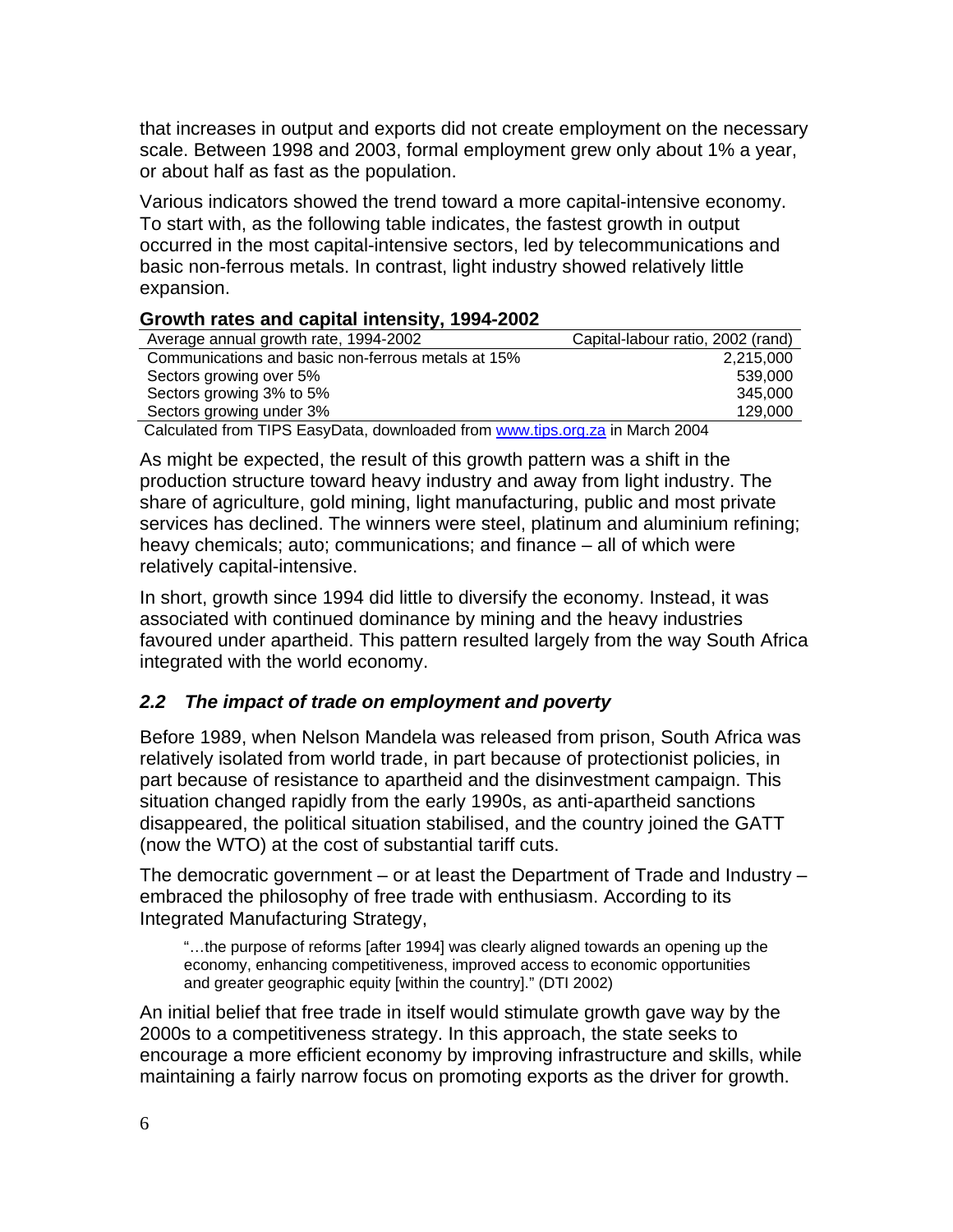that increases in output and exports did not create employment on the necessary scale. Between 1998 and 2003, formal employment grew only about 1% a year, or about half as fast as the population.

Various indicators showed the trend toward a more capital-intensive economy. To start with, as the following table indicates, the fastest growth in output occurred in the most capital-intensive sectors, led by telecommunications and basic non-ferrous metals. In contrast, light industry showed relatively little expansion.

**Growth rates and capital intensity, 1994-2002**

| Average annual growth rate, 1994-2002 | Capital-labour ratio, 2002 (rand) |
|---|---|
| Communications and basic non-ferrous metals at 15% | 2,215,000 |
| Sectors growing over 5% | 539,000 |
| Sectors growing 3% to 5% | 345,000 |
| Sectors growing under 3% | 129,000 |

Calculated from TIPS EasyData, downloaded from www.tips.org.za in March 2004

As might be expected, the result of this growth pattern was a shift in the production structure toward heavy industry and away from light industry. The share of agriculture, gold mining, light manufacturing, public and most private services has declined. The winners were steel, platinum and aluminium refining; heavy chemicals; auto; communications; and finance – all of which were relatively capital-intensive.

In short, growth since 1994 did little to diversify the economy. Instead, it was associated with continued dominance by mining and the heavy industries favoured under apartheid. This pattern resulted largely from the way South Africa integrated with the world economy.

### *2.2 The impact of trade on employment and poverty*

Before 1989, when Nelson Mandela was released from prison, South Africa was relatively isolated from world trade, in part because of protectionist policies, in part because of resistance to apartheid and the disinvestment campaign. This situation changed rapidly from the early 1990s, as anti-apartheid sanctions disappeared, the political situation stabilised, and the country joined the GATT (now the WTO) at the cost of substantial tariff cuts.

The democratic government – or at least the Department of Trade and Industry – embraced the philosophy of free trade with enthusiasm. According to its Integrated Manufacturing Strategy,

> "…the purpose of reforms [after 1994] was clearly aligned towards an opening up the economy, enhancing competitiveness, improved access to economic opportunities and greater geographic equity [within the country]." (DTI 2002)

An initial belief that free trade in itself would stimulate growth gave way by the 2000s to a competitiveness strategy. In this approach, the state seeks to encourage a more efficient economy by improving infrastructure and skills, while maintaining a fairly narrow focus on promoting exports as the driver for growth.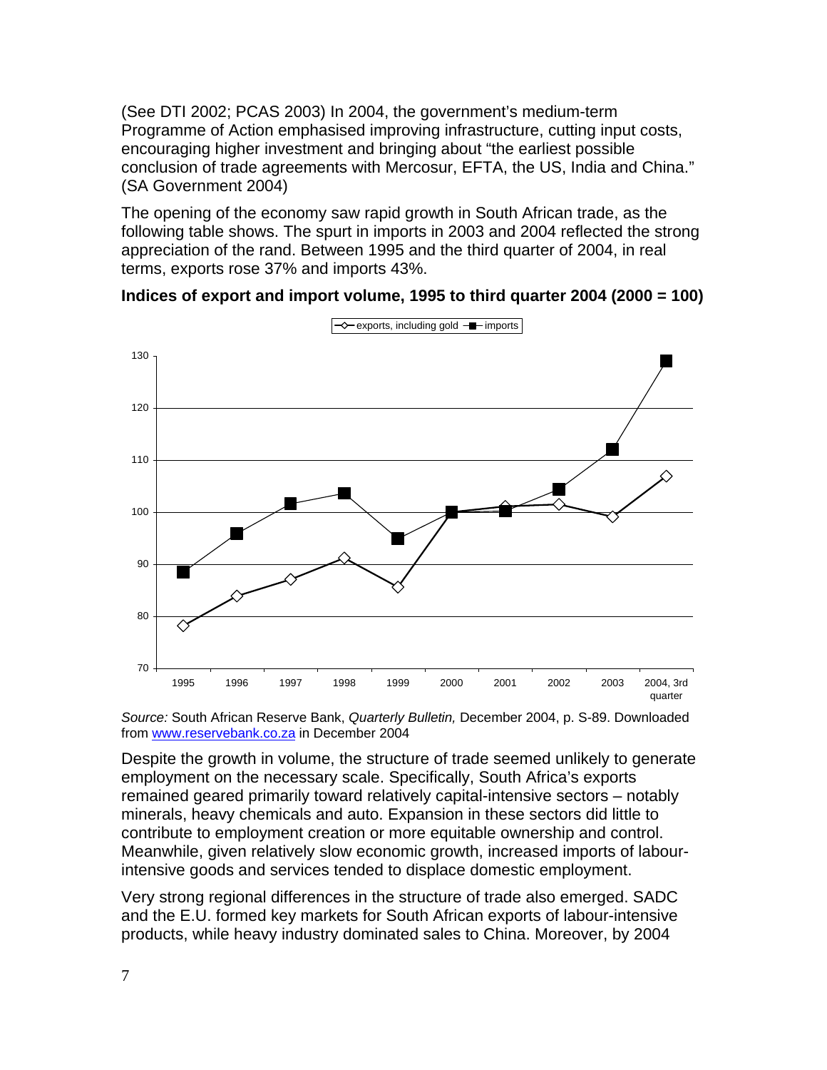(See DTI 2002; PCAS 2003) In 2004, the government's medium-term Programme of Action emphasised improving infrastructure, cutting input costs, encouraging higher investment and bringing about "the earliest possible conclusion of trade agreements with Mercosur, EFTA, the US, India and China." (SA Government 2004)

The opening of the economy saw rapid growth in South African trade, as the following table shows. The spurt in imports in 2003 and 2004 reflected the strong appreciation of the rand. Between 1995 and the third quarter of 2004, in real terms, exports rose 37% and imports 43%.

**Indices of export and import volume, 1995 to third quarter 2004 (2000 = 100)**

*Source:* South African Reserve Bank, *Quarterly Bulletin,* December 2004, p. S-89. Downloaded from www.reservebank.co.za in December 2004

Despite the growth in volume, the structure of trade seemed unlikely to generate employment on the necessary scale. Specifically, South Africa's exports remained geared primarily toward relatively capital-intensive sectors – notably minerals, heavy chemicals and auto. Expansion in these sectors did little to contribute to employment creation or more equitable ownership and control. Meanwhile, given relatively slow economic growth, increased imports of labour-intensive goods and services tended to displace domestic employment.

Very strong regional differences in the structure of trade also emerged. SADC and the E.U. formed key markets for South African exports of labour-intensive products, while heavy industry dominated sales to China. Moreover, by 2004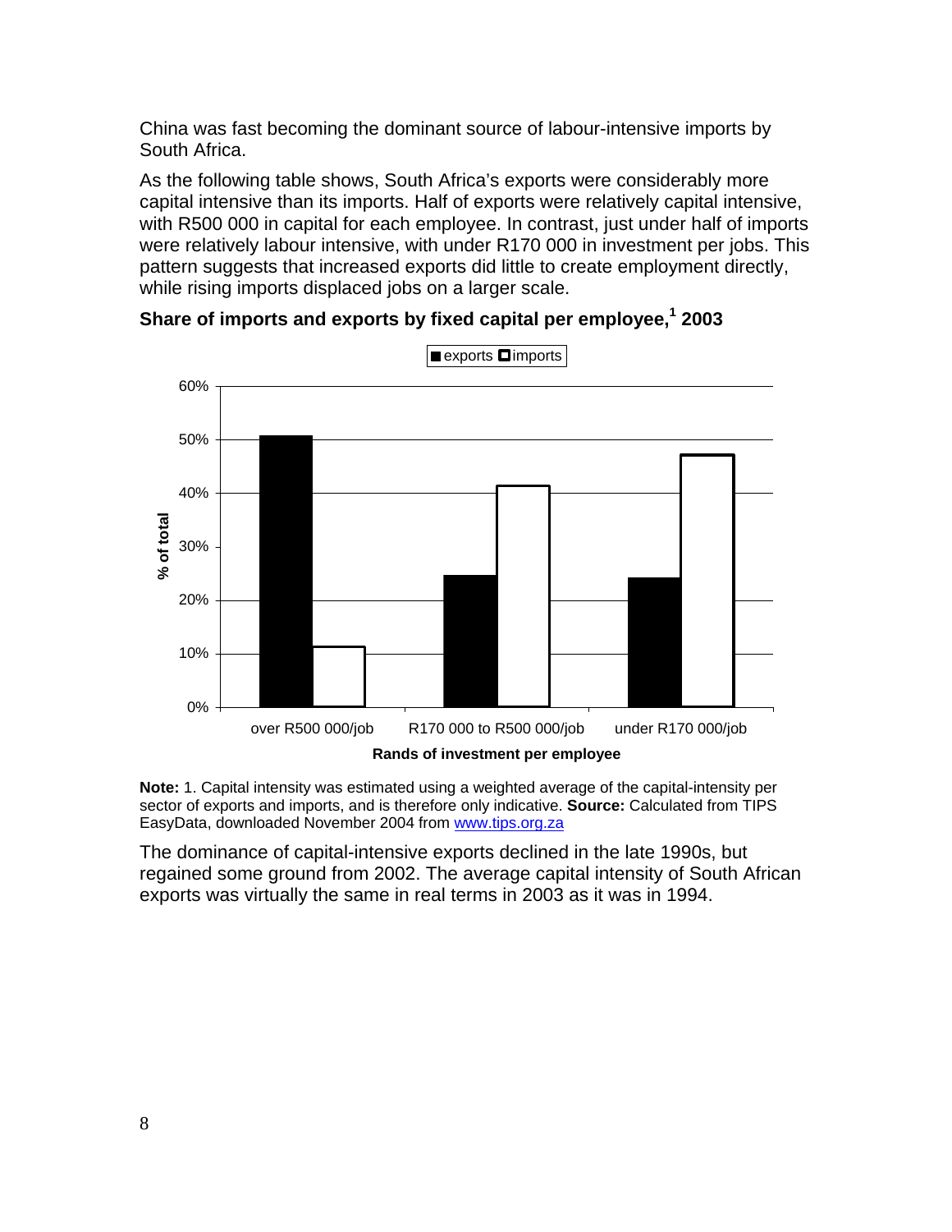China was fast becoming the dominant source of labour-intensive imports by South Africa.

As the following table shows, South Africa's exports were considerably more capital intensive than its imports. Half of exports were relatively capital intensive, with R500 000 in capital for each employee. In contrast, just under half of imports were relatively labour intensive, with under R170 000 in investment per jobs. This pattern suggests that increased exports did little to create employment directly, while rising imports displaced jobs on a larger scale.

**Share of imports and exports by fixed capital per employee,[1] 2003**

| Rands of investment per employee | exports | imports |
|---|---|---|
| over R500 000/job | 51% | 11% |
| R170 000 to R500 000/job | 25% | 41% |
| under R170 000/job | 24% | 47% |

**Note:** 1. Capital intensity was estimated using a weighted average of the capital-intensity per sector of exports and imports, and is therefore only indicative. **Source:** Calculated from TIPS EasyData, downloaded November 2004 from www.tips.org.za

The dominance of capital-intensive exports declined in the late 1990s, but regained some ground from 2002. The average capital intensity of South African exports was virtually the same in real terms in 2003 as it was in 1994.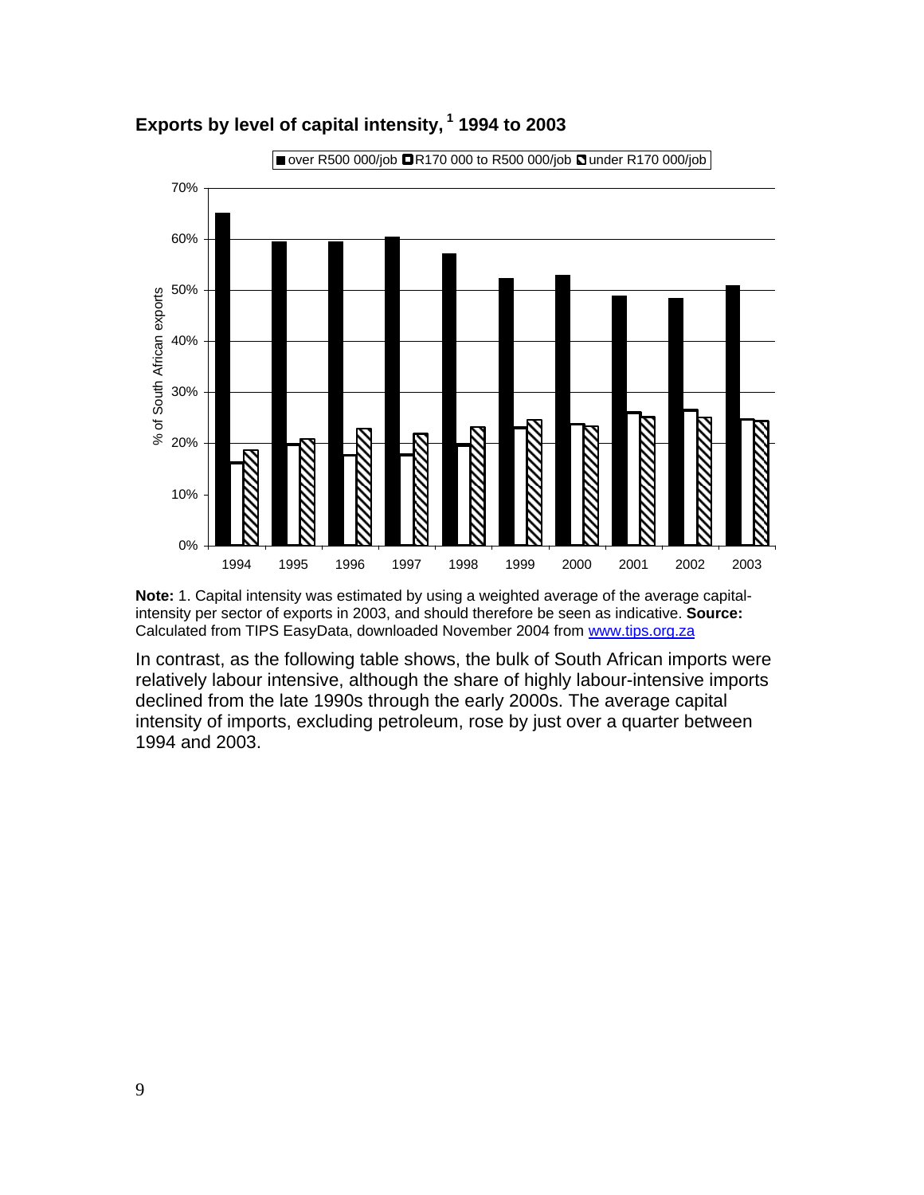**Exports by level of capital intensity,[1] 1994 to 2003**

**Note:** 1. Capital intensity was estimated by using a weighted average of the average capital-intensity per sector of exports in 2003, and should therefore be seen as indicative. **Source:** Calculated from TIPS EasyData, downloaded November 2004 from www.tips.org.za

In contrast, as the following table shows, the bulk of South African imports were relatively labour intensive, although the share of highly labour-intensive imports declined from the late 1990s through the early 2000s. The average capital intensity of imports, excluding petroleum, rose by just over a quarter between 1994 and 2003.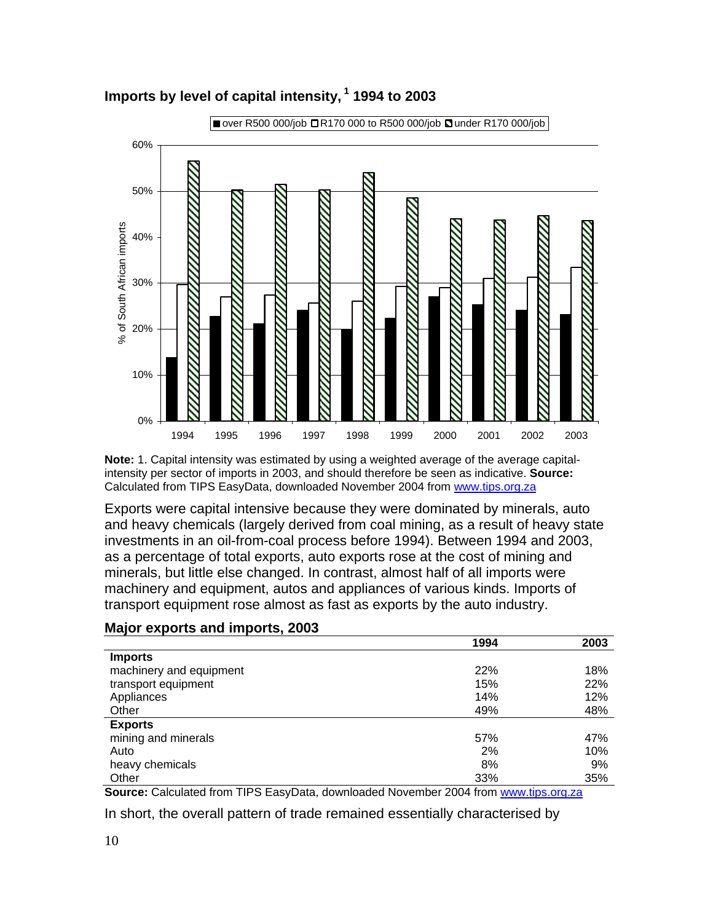### Imports by level of capital intensity,[1] 1994 to 2003

**Note:** 1. Capital intensity was estimated by using a weighted average of the average capital-intensity per sector of imports in 2003, and should therefore be seen as indicative. **Source:** Calculated from TIPS EasyData, downloaded November 2004 from www.tips.org.za

Exports were capital intensive because they were dominated by minerals, auto and heavy chemicals (largely derived from coal mining, as a result of heavy state investments in an oil-from-coal process before 1994). Between 1994 and 2003, as a percentage of total exports, auto exports rose at the cost of mining and minerals, but little else changed. In contrast, almost half of all imports were machinery and equipment, autos and appliances of various kinds. Imports of transport equipment rose almost as fast as exports by the auto industry.

### Major exports and imports, 2003

| | 1994 | 2003 |
|---|---|---|
| **Imports** | | |
| machinery and equipment | 22% | 18% |
| transport equipment | 15% | 22% |
| Appliances | 14% | 12% |
| Other | 49% | 48% |
| **Exports** | | |
| mining and minerals | 57% | 47% |
| Auto | 2% | 10% |
| heavy chemicals | 8% | 9% |
| Other | 33% | 35% |

**Source:** Calculated from TIPS EasyData, downloaded November 2004 from www.tips.org.za

In short, the overall pattern of trade remained essentially characterised by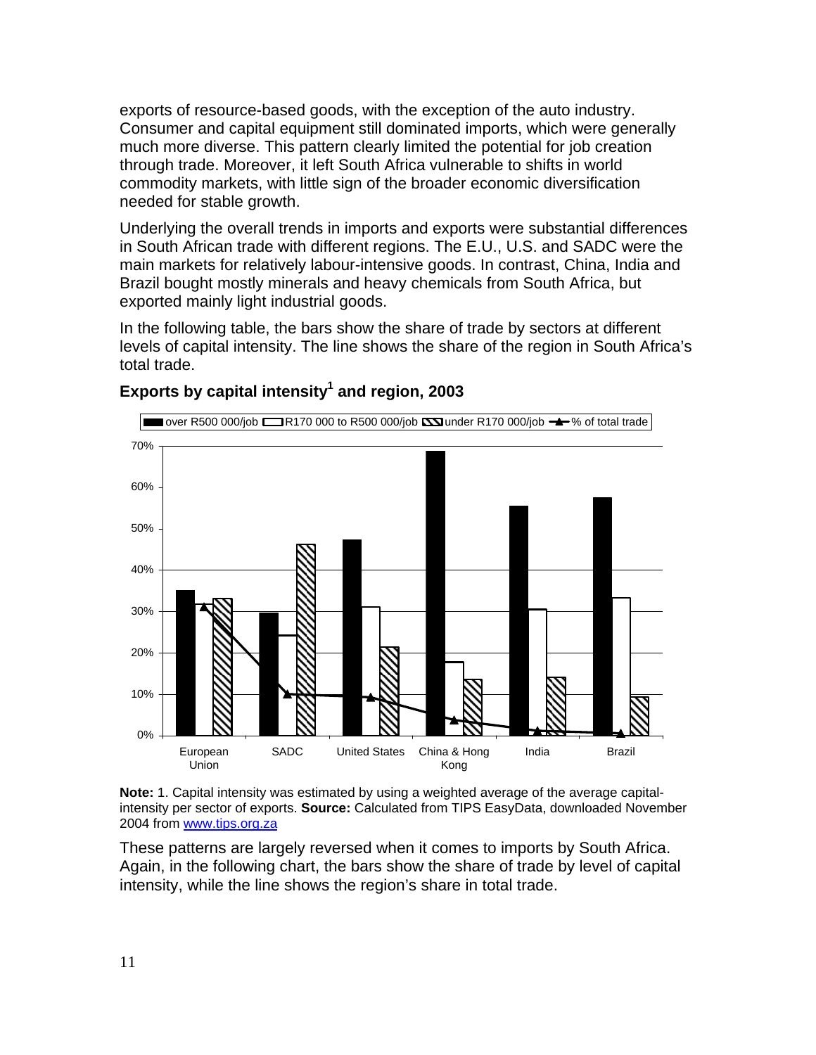exports of resource-based goods, with the exception of the auto industry. Consumer and capital equipment still dominated imports, which were generally much more diverse. This pattern clearly limited the potential for job creation through trade. Moreover, it left South Africa vulnerable to shifts in world commodity markets, with little sign of the broader economic diversification needed for stable growth.

Underlying the overall trends in imports and exports were substantial differences in South African trade with different regions. The E.U., U.S. and SADC were the main markets for relatively labour-intensive goods. In contrast, China, India and Brazil bought mostly minerals and heavy chemicals from South Africa, but exported mainly light industrial goods.

In the following table, the bars show the share of trade by sectors at different levels of capital intensity. The line shows the share of the region in South Africa's total trade.

**Exports by capital intensity[1] and region, 2003**

**Note:** 1. Capital intensity was estimated by using a weighted average of the average capital-intensity per sector of exports. **Source:** Calculated from TIPS EasyData, downloaded November 2004 from www.tips.org.za

These patterns are largely reversed when it comes to imports by South Africa. Again, in the following chart, the bars show the share of trade by level of capital intensity, while the line shows the region's share in total trade.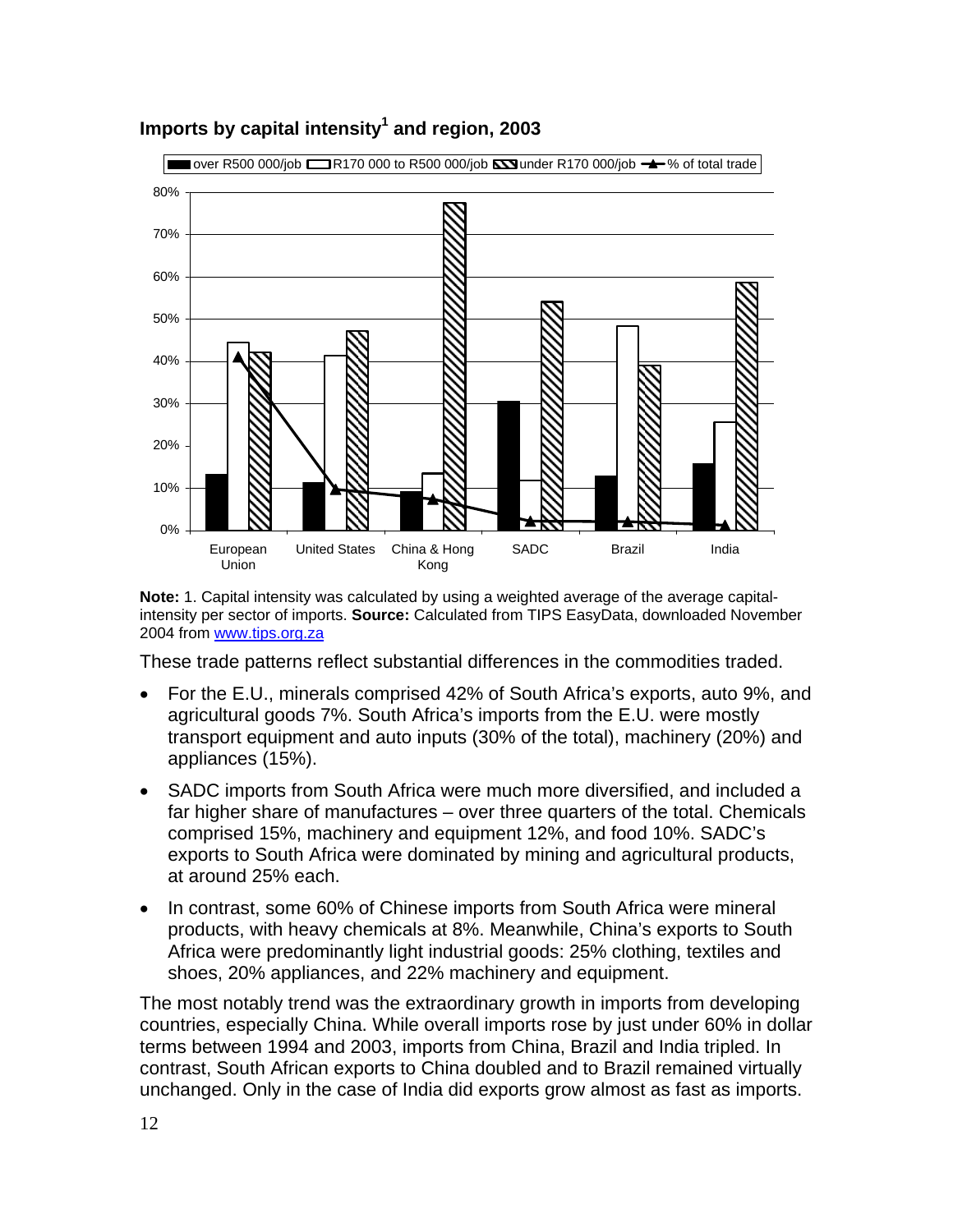**Imports by capital intensity[1] and region, 2003**

**Note:** 1. Capital intensity was calculated by using a weighted average of the average capital-intensity per sector of imports. **Source:** Calculated from TIPS EasyData, downloaded November 2004 from [www.tips.org.za](http://www.tips.org.za)

These trade patterns reflect substantial differences in the commodities traded.

- For the E.U., minerals comprised 42% of South Africa's exports, auto 9%, and agricultural goods 7%. South Africa's imports from the E.U. were mostly transport equipment and auto inputs (30% of the total), machinery (20%) and appliances (15%).
- SADC imports from South Africa were much more diversified, and included a far higher share of manufactures – over three quarters of the total. Chemicals comprised 15%, machinery and equipment 12%, and food 10%. SADC's exports to South Africa were dominated by mining and agricultural products, at around 25% each.
- In contrast, some 60% of Chinese imports from South Africa were mineral products, with heavy chemicals at 8%. Meanwhile, China's exports to South Africa were predominantly light industrial goods: 25% clothing, textiles and shoes, 20% appliances, and 22% machinery and equipment.

The most notably trend was the extraordinary growth in imports from developing countries, especially China. While overall imports rose by just under 60% in dollar terms between 1994 and 2003, imports from China, Brazil and India tripled. In contrast, South African exports to China doubled and to Brazil remained virtually unchanged. Only in the case of India did exports grow almost as fast as imports.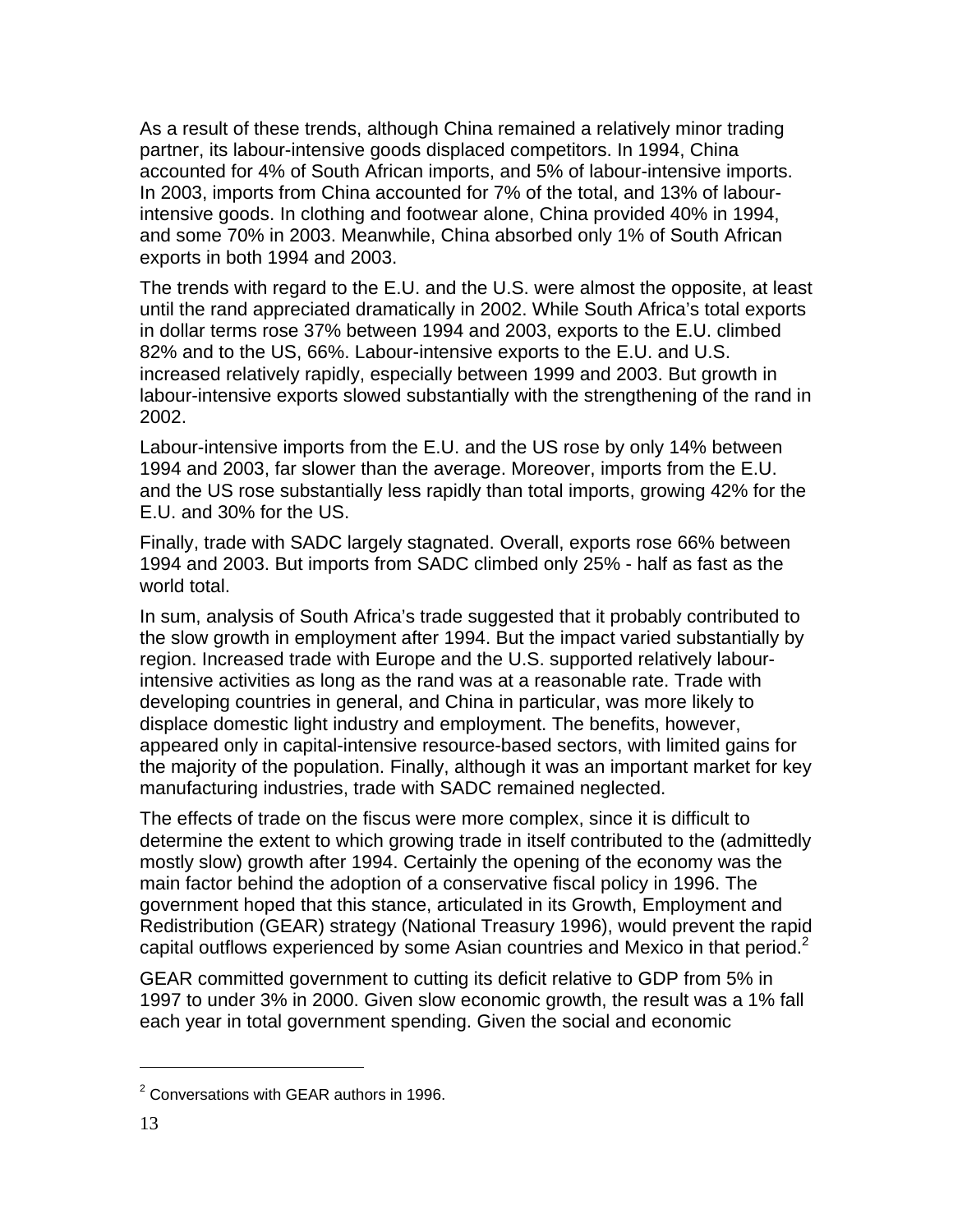As a result of these trends, although China remained a relatively minor trading partner, its labour-intensive goods displaced competitors. In 1994, China accounted for 4% of South African imports, and 5% of labour-intensive imports. In 2003, imports from China accounted for 7% of the total, and 13% of labour-intensive goods. In clothing and footwear alone, China provided 40% in 1994, and some 70% in 2003. Meanwhile, China absorbed only 1% of South African exports in both 1994 and 2003.

The trends with regard to the E.U. and the U.S. were almost the opposite, at least until the rand appreciated dramatically in 2002. While South Africa's total exports in dollar terms rose 37% between 1994 and 2003, exports to the E.U. climbed 82% and to the US, 66%. Labour-intensive exports to the E.U. and U.S. increased relatively rapidly, especially between 1999 and 2003. But growth in labour-intensive exports slowed substantially with the strengthening of the rand in 2002.

Labour-intensive imports from the E.U. and the US rose by only 14% between 1994 and 2003, far slower than the average. Moreover, imports from the E.U. and the US rose substantially less rapidly than total imports, growing 42% for the E.U. and 30% for the US.

Finally, trade with SADC largely stagnated. Overall, exports rose 66% between 1994 and 2003. But imports from SADC climbed only 25% - half as fast as the world total.

In sum, analysis of South Africa's trade suggested that it probably contributed to the slow growth in employment after 1994. But the impact varied substantially by region. Increased trade with Europe and the U.S. supported relatively labour-intensive activities as long as the rand was at a reasonable rate. Trade with developing countries in general, and China in particular, was more likely to displace domestic light industry and employment. The benefits, however, appeared only in capital-intensive resource-based sectors, with limited gains for the majority of the population. Finally, although it was an important market for key manufacturing industries, trade with SADC remained neglected.

The effects of trade on the fiscus were more complex, since it is difficult to determine the extent to which growing trade in itself contributed to the (admittedly mostly slow) growth after 1994. Certainly the opening of the economy was the main factor behind the adoption of a conservative fiscal policy in 1996. The government hoped that this stance, articulated in its Growth, Employment and Redistribution (GEAR) strategy (National Treasury 1996), would prevent the rapid capital outflows experienced by some Asian countries and Mexico in that period.[2]

GEAR committed government to cutting its deficit relative to GDP from 5% in 1997 to under 3% in 2000. Given slow economic growth, the result was a 1% fall each year in total government spending. Given the social and economic

---

[2] Conversations with GEAR authors in 1996.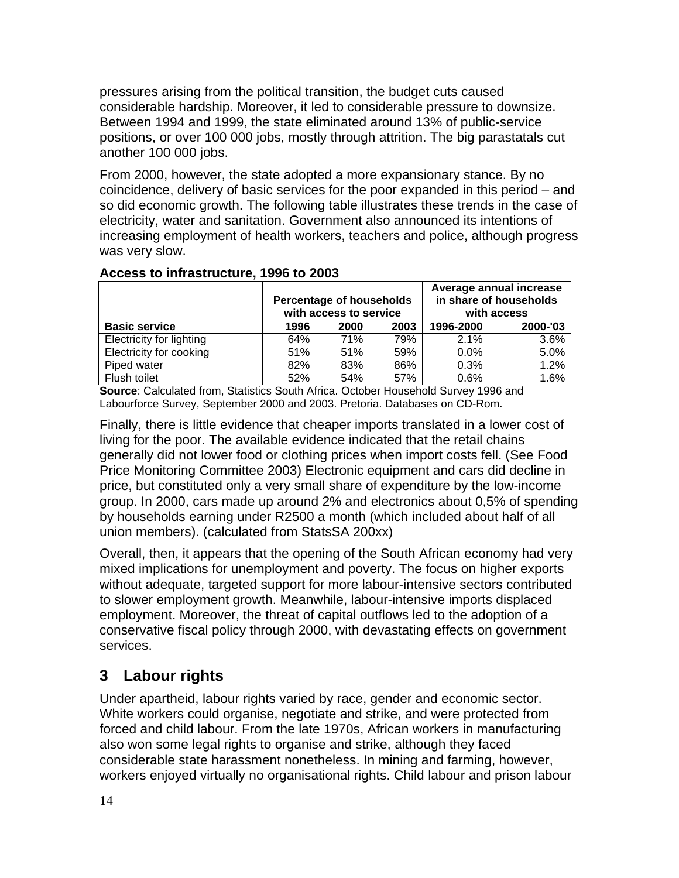pressures arising from the political transition, the budget cuts caused considerable hardship. Moreover, it led to considerable pressure to downsize. Between 1994 and 1999, the state eliminated around 13% of public-service positions, or over 100 000 jobs, mostly through attrition. The big parastatals cut another 100 000 jobs.

From 2000, however, the state adopted a more expansionary stance. By no coincidence, delivery of basic services for the poor expanded in this period – and so did economic growth. The following table illustrates these trends in the case of electricity, water and sanitation. Government also announced its intentions of increasing employment of health workers, teachers and police, although progress was very slow.

**Access to infrastructure, 1996 to 2003**

| | Percentage of households with access to service | | | Average annual increase in share of households with access | |
|---|---|---|---|---|---|
| **Basic service** | **1996** | **2000** | **2003** | **1996-2000** | **2000-'03** |
| Electricity for lighting | 64% | 71% | 79% | 2.1% | 3.6% |
| Electricity for cooking | 51% | 51% | 59% | 0.0% | 5.0% |
| Piped water | 82% | 83% | 86% | 0.3% | 1.2% |
| Flush toilet | 52% | 54% | 57% | 0.6% | 1.6% |

**Source**: Calculated from, Statistics South Africa. October Household Survey 1996 and Labourforce Survey, September 2000 and 2003. Pretoria. Databases on CD-Rom.

Finally, there is little evidence that cheaper imports translated in a lower cost of living for the poor. The available evidence indicated that the retail chains generally did not lower food or clothing prices when import costs fell. (See Food Price Monitoring Committee 2003) Electronic equipment and cars did decline in price, but constituted only a very small share of expenditure by the low-income group. In 2000, cars made up around 2% and electronics about 0,5% of spending by households earning under R2500 a month (which included about half of all union members). (calculated from StatsSA 200xx)

Overall, then, it appears that the opening of the South African economy had very mixed implications for unemployment and poverty. The focus on higher exports without adequate, targeted support for more labour-intensive sectors contributed to slower employment growth. Meanwhile, labour-intensive imports displaced employment. Moreover, the threat of capital outflows led to the adoption of a conservative fiscal policy through 2000, with devastating effects on government services.

## 3 Labour rights

Under apartheid, labour rights varied by race, gender and economic sector. White workers could organise, negotiate and strike, and were protected from forced and child labour. From the late 1970s, African workers in manufacturing also won some legal rights to organise and strike, although they faced considerable state harassment nonetheless. In mining and farming, however, workers enjoyed virtually no organisational rights. Child labour and prison labour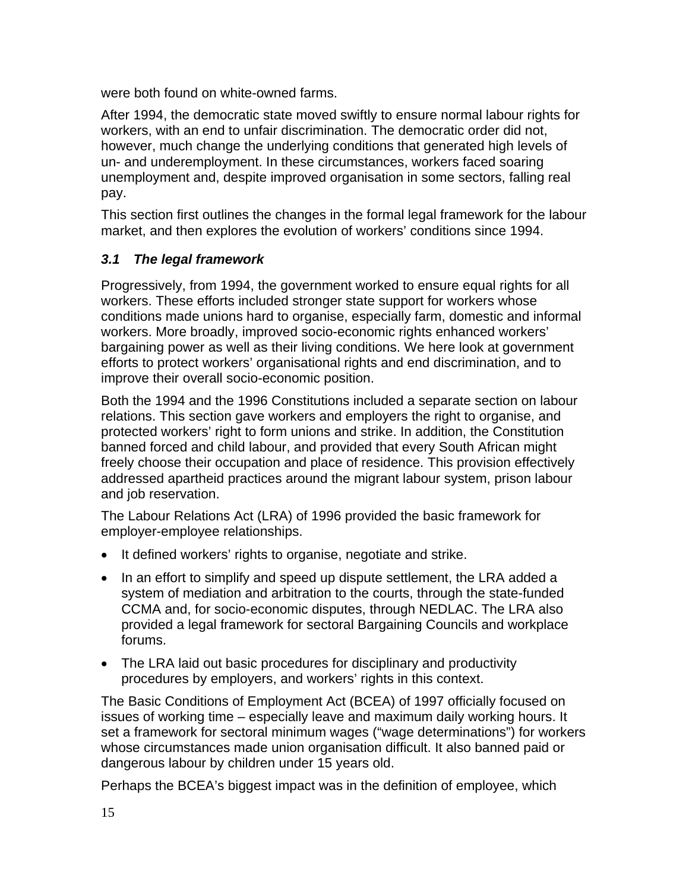were both found on white-owned farms.

After 1994, the democratic state moved swiftly to ensure normal labour rights for workers, with an end to unfair discrimination. The democratic order did not, however, much change the underlying conditions that generated high levels of un- and underemployment. In these circumstances, workers faced soaring unemployment and, despite improved organisation in some sectors, falling real pay.

This section first outlines the changes in the formal legal framework for the labour market, and then explores the evolution of workers' conditions since 1994.

### *3.1 The legal framework*

Progressively, from 1994, the government worked to ensure equal rights for all workers. These efforts included stronger state support for workers whose conditions made unions hard to organise, especially farm, domestic and informal workers. More broadly, improved socio-economic rights enhanced workers' bargaining power as well as their living conditions. We here look at government efforts to protect workers' organisational rights and end discrimination, and to improve their overall socio-economic position.

Both the 1994 and the 1996 Constitutions included a separate section on labour relations. This section gave workers and employers the right to organise, and protected workers' right to form unions and strike. In addition, the Constitution banned forced and child labour, and provided that every South African might freely choose their occupation and place of residence. This provision effectively addressed apartheid practices around the migrant labour system, prison labour and job reservation.

The Labour Relations Act (LRA) of 1996 provided the basic framework for employer-employee relationships.

- It defined workers' rights to organise, negotiate and strike.
- In an effort to simplify and speed up dispute settlement, the LRA added a system of mediation and arbitration to the courts, through the state-funded CCMA and, for socio-economic disputes, through NEDLAC. The LRA also provided a legal framework for sectoral Bargaining Councils and workplace forums.
- The LRA laid out basic procedures for disciplinary and productivity procedures by employers, and workers' rights in this context.

The Basic Conditions of Employment Act (BCEA) of 1997 officially focused on issues of working time – especially leave and maximum daily working hours. It set a framework for sectoral minimum wages ("wage determinations") for workers whose circumstances made union organisation difficult. It also banned paid or dangerous labour by children under 15 years old.

Perhaps the BCEA's biggest impact was in the definition of employee, which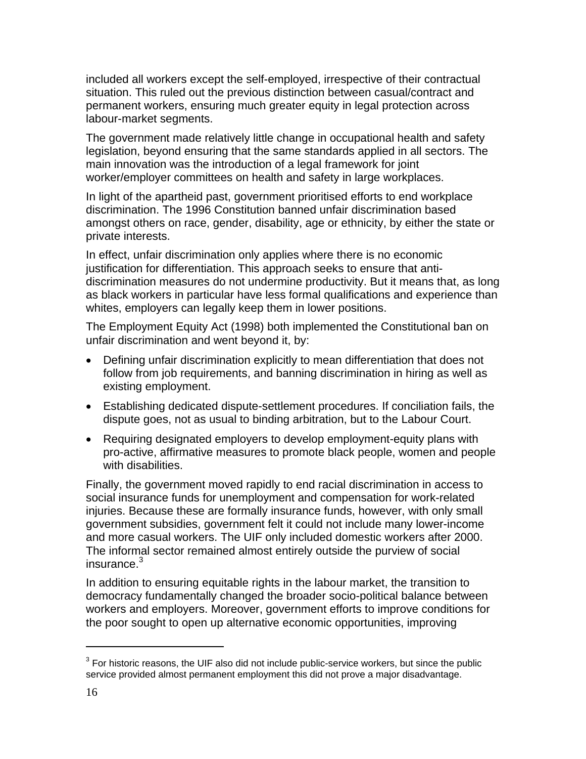included all workers except the self-employed, irrespective of their contractual situation. This ruled out the previous distinction between casual/contract and permanent workers, ensuring much greater equity in legal protection across labour-market segments.

The government made relatively little change in occupational health and safety legislation, beyond ensuring that the same standards applied in all sectors. The main innovation was the introduction of a legal framework for joint worker/employer committees on health and safety in large workplaces.

In light of the apartheid past, government prioritised efforts to end workplace discrimination. The 1996 Constitution banned unfair discrimination based amongst others on race, gender, disability, age or ethnicity, by either the state or private interests.

In effect, unfair discrimination only applies where there is no economic justification for differentiation. This approach seeks to ensure that anti-discrimination measures do not undermine productivity. But it means that, as long as black workers in particular have less formal qualifications and experience than whites, employers can legally keep them in lower positions.

The Employment Equity Act (1998) both implemented the Constitutional ban on unfair discrimination and went beyond it, by:

- Defining unfair discrimination explicitly to mean differentiation that does not follow from job requirements, and banning discrimination in hiring as well as existing employment.
- Establishing dedicated dispute-settlement procedures. If conciliation fails, the dispute goes, not as usual to binding arbitration, but to the Labour Court.
- Requiring designated employers to develop employment-equity plans with pro-active, affirmative measures to promote black people, women and people with disabilities.

Finally, the government moved rapidly to end racial discrimination in access to social insurance funds for unemployment and compensation for work-related injuries. Because these are formally insurance funds, however, with only small government subsidies, government felt it could not include many lower-income and more casual workers. The UIF only included domestic workers after 2000. The informal sector remained almost entirely outside the purview of social insurance.[3]

In addition to ensuring equitable rights in the labour market, the transition to democracy fundamentally changed the broader socio-political balance between workers and employers. Moreover, government efforts to improve conditions for the poor sought to open up alternative economic opportunities, improving

---

[3] For historic reasons, the UIF also did not include public-service workers, but since the public service provided almost permanent employment this did not prove a major disadvantage.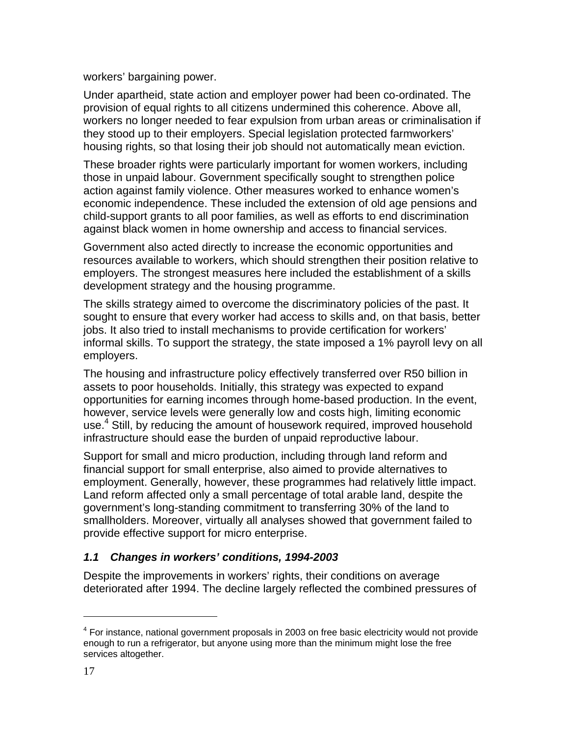workers' bargaining power.

Under apartheid, state action and employer power had been co-ordinated. The provision of equal rights to all citizens undermined this coherence. Above all, workers no longer needed to fear expulsion from urban areas or criminalisation if they stood up to their employers. Special legislation protected farmworkers' housing rights, so that losing their job should not automatically mean eviction.

These broader rights were particularly important for women workers, including those in unpaid labour. Government specifically sought to strengthen police action against family violence. Other measures worked to enhance women's economic independence. These included the extension of old age pensions and child-support grants to all poor families, as well as efforts to end discrimination against black women in home ownership and access to financial services.

Government also acted directly to increase the economic opportunities and resources available to workers, which should strengthen their position relative to employers. The strongest measures here included the establishment of a skills development strategy and the housing programme.

The skills strategy aimed to overcome the discriminatory policies of the past. It sought to ensure that every worker had access to skills and, on that basis, better jobs. It also tried to install mechanisms to provide certification for workers' informal skills. To support the strategy, the state imposed a 1% payroll levy on all employers.

The housing and infrastructure policy effectively transferred over R50 billion in assets to poor households. Initially, this strategy was expected to expand opportunities for earning incomes through home-based production. In the event, however, service levels were generally low and costs high, limiting economic use.[4] Still, by reducing the amount of housework required, improved household infrastructure should ease the burden of unpaid reproductive labour.

Support for small and micro production, including through land reform and financial support for small enterprise, also aimed to provide alternatives to employment. Generally, however, these programmes had relatively little impact. Land reform affected only a small percentage of total arable land, despite the government's long-standing commitment to transferring 30% of the land to smallholders. Moreover, virtually all analyses showed that government failed to provide effective support for micro enterprise.

### *1.1 Changes in workers' conditions, 1994-2003*

Despite the improvements in workers' rights, their conditions on average deteriorated after 1994. The decline largely reflected the combined pressures of

[4] For instance, national government proposals in 2003 on free basic electricity would not provide enough to run a refrigerator, but anyone using more than the minimum might lose the free services altogether.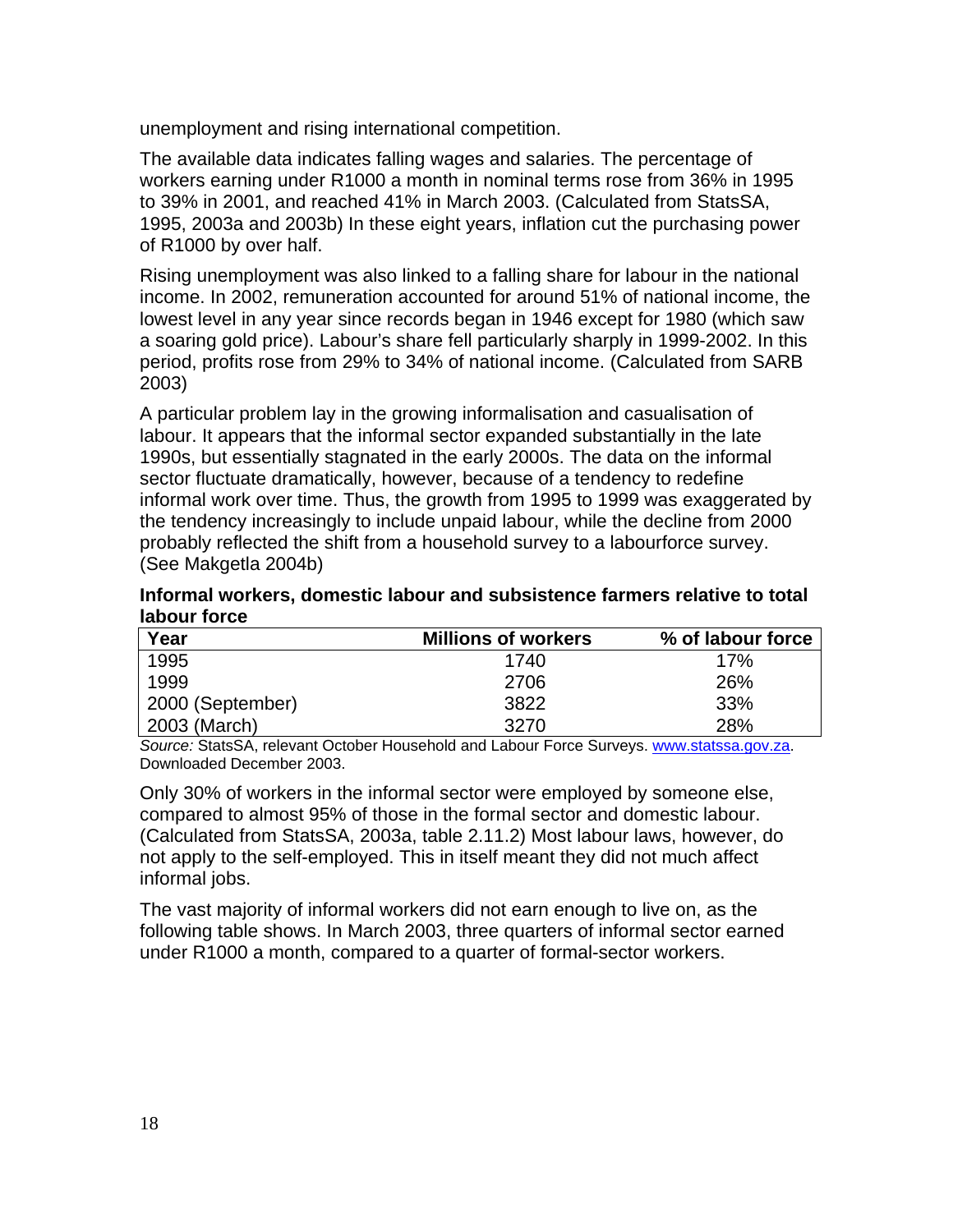unemployment and rising international competition.

The available data indicates falling wages and salaries. The percentage of workers earning under R1000 a month in nominal terms rose from 36% in 1995 to 39% in 2001, and reached 41% in March 2003. (Calculated from StatsSA, 1995, 2003a and 2003b) In these eight years, inflation cut the purchasing power of R1000 by over half.

Rising unemployment was also linked to a falling share for labour in the national income. In 2002, remuneration accounted for around 51% of national income, the lowest level in any year since records began in 1946 except for 1980 (which saw a soaring gold price). Labour's share fell particularly sharply in 1999-2002. In this period, profits rose from 29% to 34% of national income. (Calculated from SARB 2003)

A particular problem lay in the growing informalisation and casualisation of labour. It appears that the informal sector expanded substantially in the late 1990s, but essentially stagnated in the early 2000s. The data on the informal sector fluctuate dramatically, however, because of a tendency to redefine informal work over time. Thus, the growth from 1995 to 1999 was exaggerated by the tendency increasingly to include unpaid labour, while the decline from 2000 probably reflected the shift from a household survey to a labourforce survey. (See Makgetla 2004b)

**Informal workers, domestic labour and subsistence farmers relative to total labour force**

| Year | Millions of workers | % of labour force |
|---|---|---|
| 1995 | 1740 | 17% |
| 1999 | 2706 | 26% |
| 2000 (September) | 3822 | 33% |
| 2003 (March) | 3270 | 28% |

*Source:* StatsSA, relevant October Household and Labour Force Surveys. www.statssa.gov.za. Downloaded December 2003.

Only 30% of workers in the informal sector were employed by someone else, compared to almost 95% of those in the formal sector and domestic labour. (Calculated from StatsSA, 2003a, table 2.11.2) Most labour laws, however, do not apply to the self-employed. This in itself meant they did not much affect informal jobs.

The vast majority of informal workers did not earn enough to live on, as the following table shows. In March 2003, three quarters of informal sector earned under R1000 a month, compared to a quarter of formal-sector workers.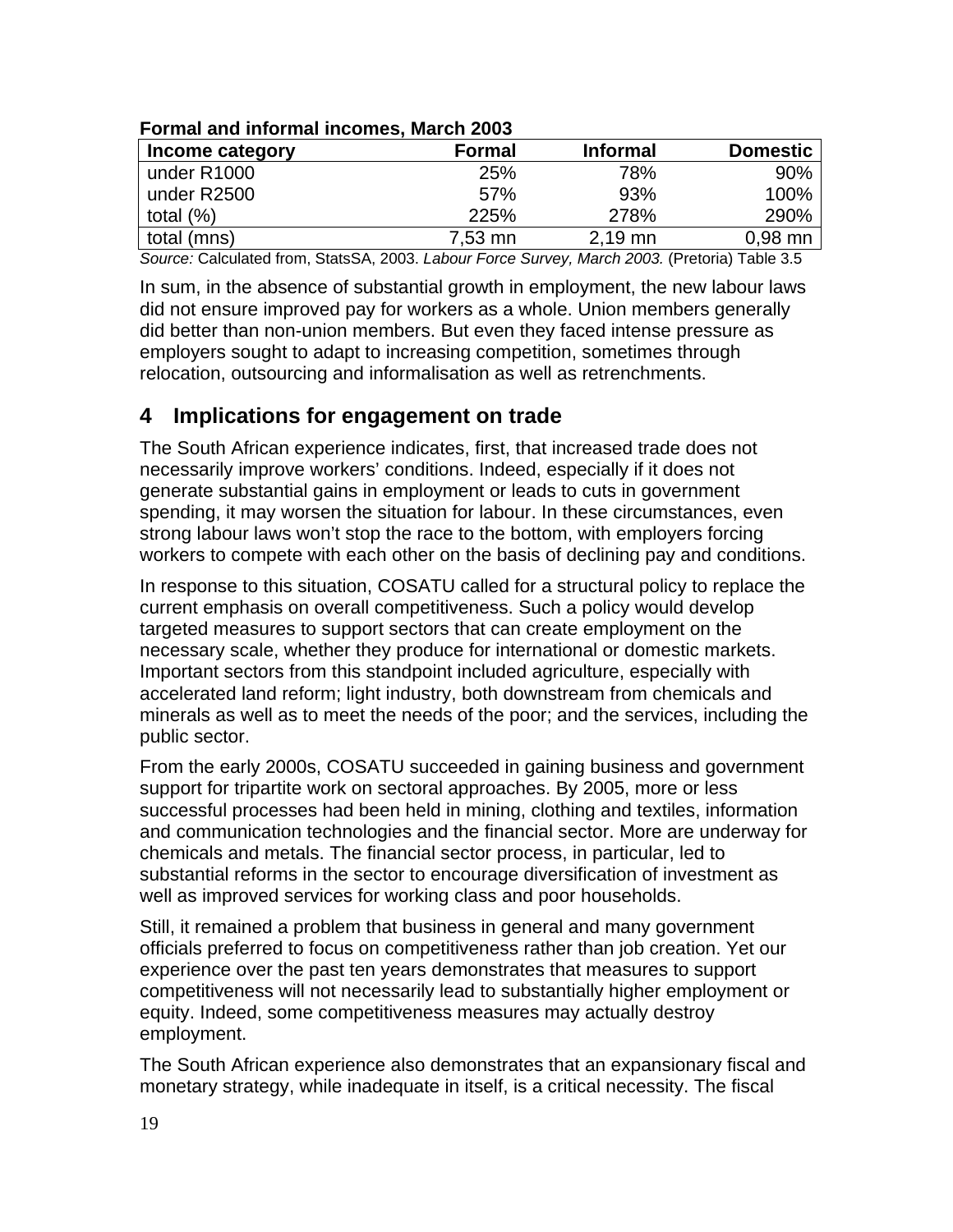**Formal and informal incomes, March 2003**

| Income category | Formal | Informal | Domestic |
|---|---:|---:|---:|
| under R1000 | 25% | 78% | 90% |
| under R2500 | 57% | 93% | 100% |
| total (%) | 225% | 278% | 290% |
| total (mns) | 7,53 mn | 2,19 mn | 0,98 mn |

*Source:* Calculated from, StatsSA, 2003. *Labour Force Survey, March 2003.* (Pretoria) Table 3.5

In sum, in the absence of substantial growth in employment, the new labour laws did not ensure improved pay for workers as a whole. Union members generally did better than non-union members. But even they faced intense pressure as employers sought to adapt to increasing competition, sometimes through relocation, outsourcing and informalisation as well as retrenchments.

## 4 Implications for engagement on trade

The South African experience indicates, first, that increased trade does not necessarily improve workers' conditions. Indeed, especially if it does not generate substantial gains in employment or leads to cuts in government spending, it may worsen the situation for labour. In these circumstances, even strong labour laws won't stop the race to the bottom, with employers forcing workers to compete with each other on the basis of declining pay and conditions.

In response to this situation, COSATU called for a structural policy to replace the current emphasis on overall competitiveness. Such a policy would develop targeted measures to support sectors that can create employment on the necessary scale, whether they produce for international or domestic markets. Important sectors from this standpoint included agriculture, especially with accelerated land reform; light industry, both downstream from chemicals and minerals as well as to meet the needs of the poor; and the services, including the public sector.

From the early 2000s, COSATU succeeded in gaining business and government support for tripartite work on sectoral approaches. By 2005, more or less successful processes had been held in mining, clothing and textiles, information and communication technologies and the financial sector. More are underway for chemicals and metals. The financial sector process, in particular, led to substantial reforms in the sector to encourage diversification of investment as well as improved services for working class and poor households.

Still, it remained a problem that business in general and many government officials preferred to focus on competitiveness rather than job creation. Yet our experience over the past ten years demonstrates that measures to support competitiveness will not necessarily lead to substantially higher employment or equity. Indeed, some competitiveness measures may actually destroy employment.

The South African experience also demonstrates that an expansionary fiscal and monetary strategy, while inadequate in itself, is a critical necessity. The fiscal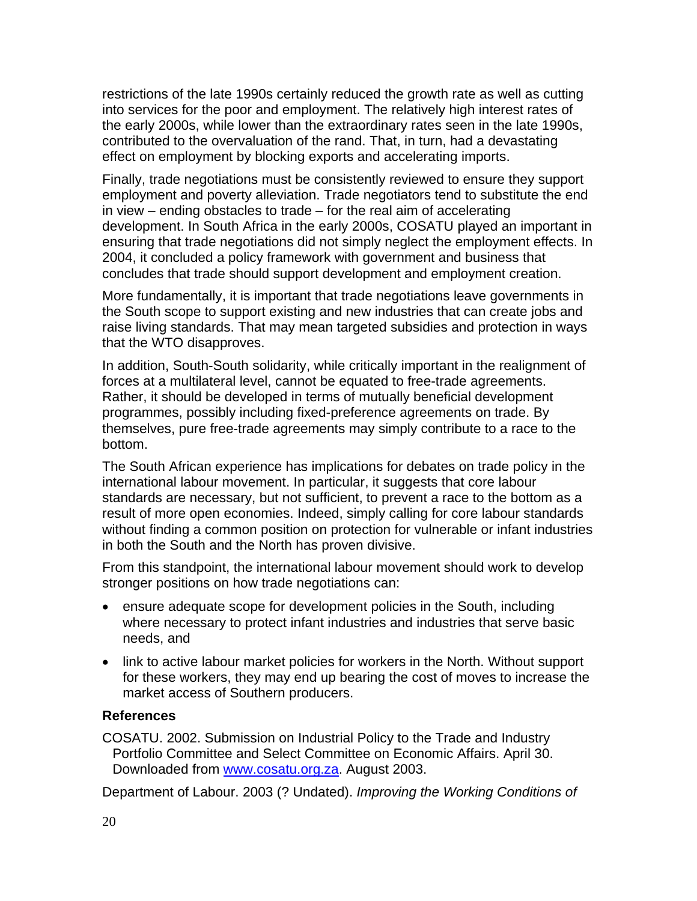restrictions of the late 1990s certainly reduced the growth rate as well as cutting into services for the poor and employment. The relatively high interest rates of the early 2000s, while lower than the extraordinary rates seen in the late 1990s, contributed to the overvaluation of the rand. That, in turn, had a devastating effect on employment by blocking exports and accelerating imports.

Finally, trade negotiations must be consistently reviewed to ensure they support employment and poverty alleviation. Trade negotiators tend to substitute the end in view – ending obstacles to trade – for the real aim of accelerating development. In South Africa in the early 2000s, COSATU played an important in ensuring that trade negotiations did not simply neglect the employment effects. In 2004, it concluded a policy framework with government and business that concludes that trade should support development and employment creation.

More fundamentally, it is important that trade negotiations leave governments in the South scope to support existing and new industries that can create jobs and raise living standards. That may mean targeted subsidies and protection in ways that the WTO disapproves.

In addition, South-South solidarity, while critically important in the realignment of forces at a multilateral level, cannot be equated to free-trade agreements. Rather, it should be developed in terms of mutually beneficial development programmes, possibly including fixed-preference agreements on trade. By themselves, pure free-trade agreements may simply contribute to a race to the bottom.

The South African experience has implications for debates on trade policy in the international labour movement. In particular, it suggests that core labour standards are necessary, but not sufficient, to prevent a race to the bottom as a result of more open economies. Indeed, simply calling for core labour standards without finding a common position on protection for vulnerable or infant industries in both the South and the North has proven divisive.

From this standpoint, the international labour movement should work to develop stronger positions on how trade negotiations can:

- ensure adequate scope for development policies in the South, including where necessary to protect infant industries and industries that serve basic needs, and
- link to active labour market policies for workers in the North. Without support for these workers, they may end up bearing the cost of moves to increase the market access of Southern producers.

### References

COSATU. 2002. Submission on Industrial Policy to the Trade and Industry Portfolio Committee and Select Committee on Economic Affairs. April 30. Downloaded from www.cosatu.org.za. August 2003.

Department of Labour. 2003 (? Undated). *Improving the Working Conditions of*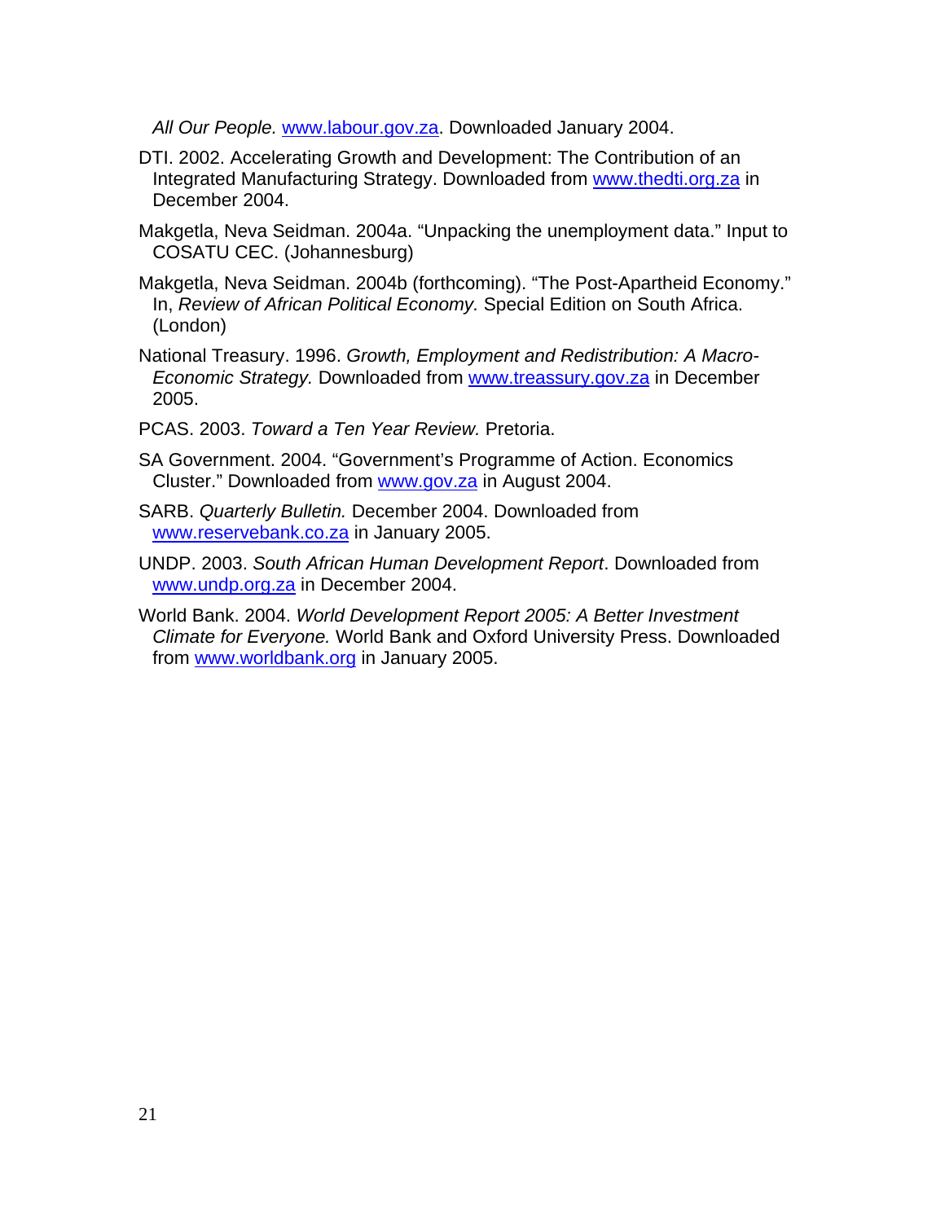*All Our People.* www.labour.gov.za. Downloaded January 2004.

DTI. 2002. Accelerating Growth and Development: The Contribution of an Integrated Manufacturing Strategy. Downloaded from www.thedti.org.za in December 2004.

Makgetla, Neva Seidman. 2004a. "Unpacking the unemployment data." Input to COSATU CEC. (Johannesburg)

Makgetla, Neva Seidman. 2004b (forthcoming). "The Post-Apartheid Economy." In, *Review of African Political Economy.* Special Edition on South Africa. (London)

National Treasury. 1996. *Growth, Employment and Redistribution: A Macro-Economic Strategy.* Downloaded from www.treassury.gov.za in December 2005.

PCAS. 2003. *Toward a Ten Year Review.* Pretoria.

SA Government. 2004. "Government's Programme of Action. Economics Cluster." Downloaded from www.gov.za in August 2004.

SARB. *Quarterly Bulletin.* December 2004. Downloaded from www.reservebank.co.za in January 2005.

UNDP. 2003. *South African Human Development Report*. Downloaded from www.undp.org.za in December 2004.

World Bank. 2004. *World Development Report 2005: A Better Investment Climate for Everyone.* World Bank and Oxford University Press. Downloaded from www.worldbank.org in January 2005.